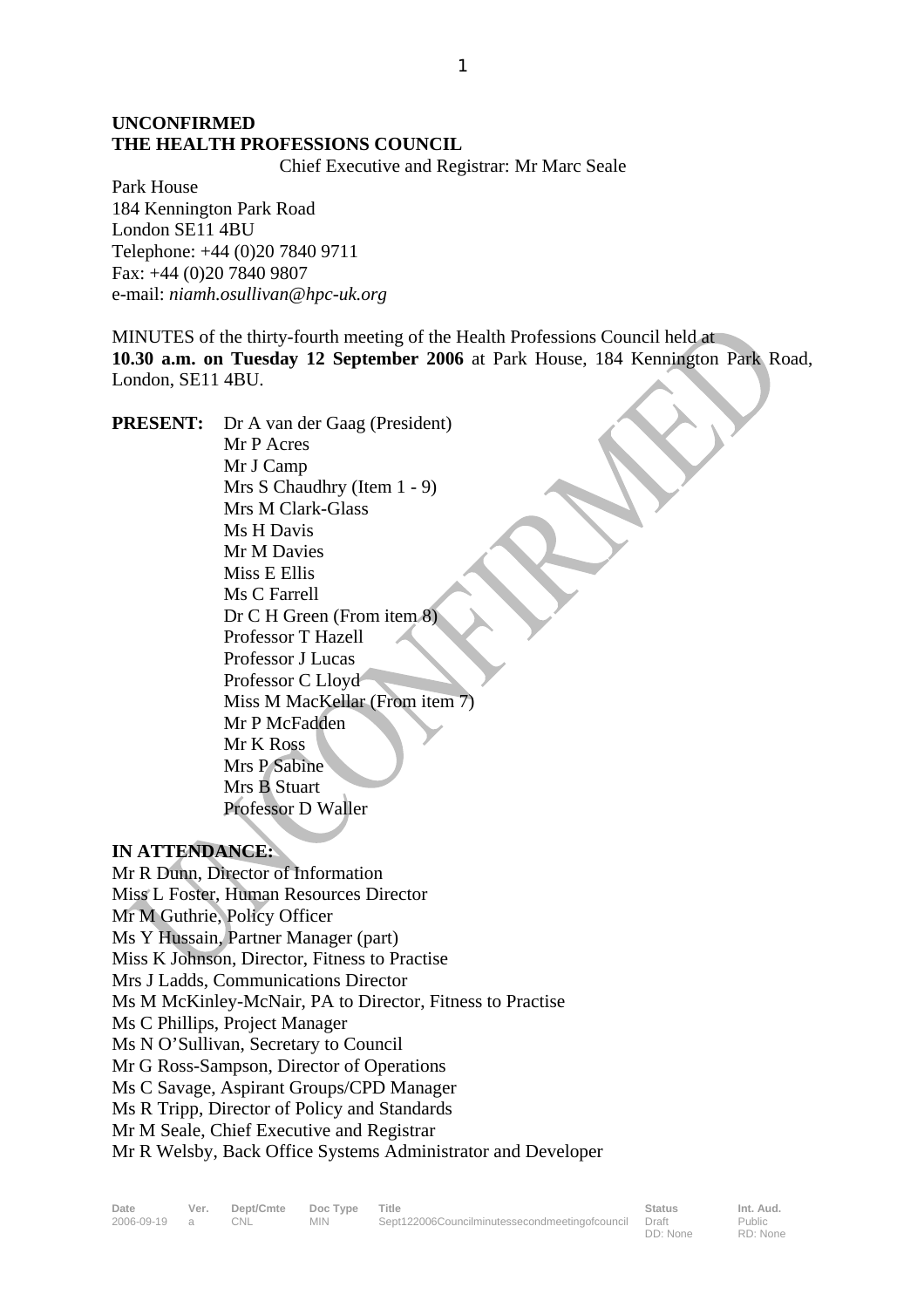**UNCONFIRMED**
**THE HEALTH PROFESSIONS COUNCIL**

Chief Executive and Registrar: Mr Marc Seale

Park House
184 Kennington Park Road
London SE11 4BU
Telephone: +44 (0)20 7840 9711
Fax: +44 (0)20 7840 9807
e-mail: *niamh.osullivan@hpc-uk.org*

MINUTES of the thirty-fourth meeting of the Health Professions Council held at **10.30 a.m. on Tuesday 12 September 2006** at Park House, 184 Kennington Park Road, London, SE11 4BU.

**PRESENT:**
Dr A van der Gaag (President)
Mr P Acres
Mr J Camp
Mrs S Chaudhry (Item 1 - 9)
Mrs M Clark-Glass
Ms H Davis
Mr M Davies
Miss E Ellis
Ms C Farrell
Dr C H Green (From item 8)
Professor T Hazell
Professor J Lucas
Professor C Lloyd
Miss M MacKellar (From item 7)
Mr P McFadden
Mr K Ross
Mrs P Sabine
Mrs B Stuart
Professor D Waller

**IN ATTENDANCE:**
Mr R Dunn, Director of Information
Miss L Foster, Human Resources Director
Mr M Guthrie, Policy Officer
Ms Y Hussain, Partner Manager (part)
Miss K Johnson, Director, Fitness to Practise
Mrs J Ladds, Communications Director
Ms M McKinley-McNair, PA to Director, Fitness to Practise
Ms C Phillips, Project Manager
Ms N O'Sullivan, Secretary to Council
Mr G Ross-Sampson, Director of Operations
Ms C Savage, Aspirant Groups/CPD Manager
Ms R Tripp, Director of Policy and Standards
Mr M Seale, Chief Executive and Registrar
Mr R Welsby, Back Office Systems Administrator and Developer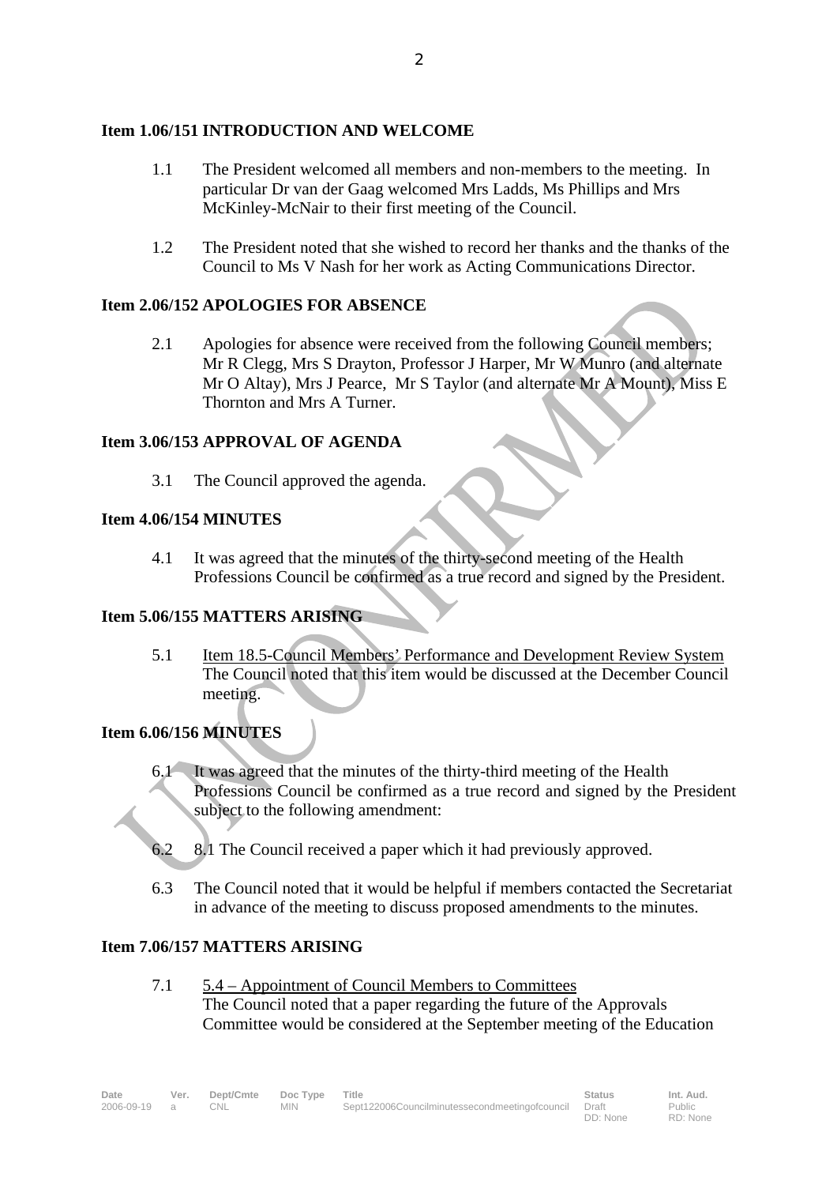## Item 1.06/151 INTRODUCTION AND WELCOME

1.1 The President welcomed all members and non-members to the meeting. In particular Dr van der Gaag welcomed Mrs Ladds, Ms Phillips and Mrs McKinley-McNair to their first meeting of the Council.

1.2 The President noted that she wished to record her thanks and the thanks of the Council to Ms V Nash for her work as Acting Communications Director.

## Item 2.06/152 APOLOGIES FOR ABSENCE

2.1 Apologies for absence were received from the following Council members; Mr R Clegg, Mrs S Drayton, Professor J Harper, Mr W Munro (and alternate Mr O Altay), Mrs J Pearce, Mr S Taylor (and alternate Mr A Mount), Miss E Thornton and Mrs A Turner.

## Item 3.06/153 APPROVAL OF AGENDA

3.1 The Council approved the agenda.

## Item 4.06/154 MINUTES

4.1 It was agreed that the minutes of the thirty-second meeting of the Health Professions Council be confirmed as a true record and signed by the President.

## Item 5.06/155 MATTERS ARISING

5.1 Item 18.5-Council Members' Performance and Development Review System
The Council noted that this item would be discussed at the December Council meeting.

## Item 6.06/156 MINUTES

6.1 It was agreed that the minutes of the thirty-third meeting of the Health Professions Council be confirmed as a true record and signed by the President subject to the following amendment:

6.2 8.1 The Council received a paper which it had previously approved.

6.3 The Council noted that it would be helpful if members contacted the Secretariat in advance of the meeting to discuss proposed amendments to the minutes.

## Item 7.06/157 MATTERS ARISING

7.1 5.4 – Appointment of Council Members to Committees
The Council noted that a paper regarding the future of the Approvals Committee would be considered at the September meeting of the Education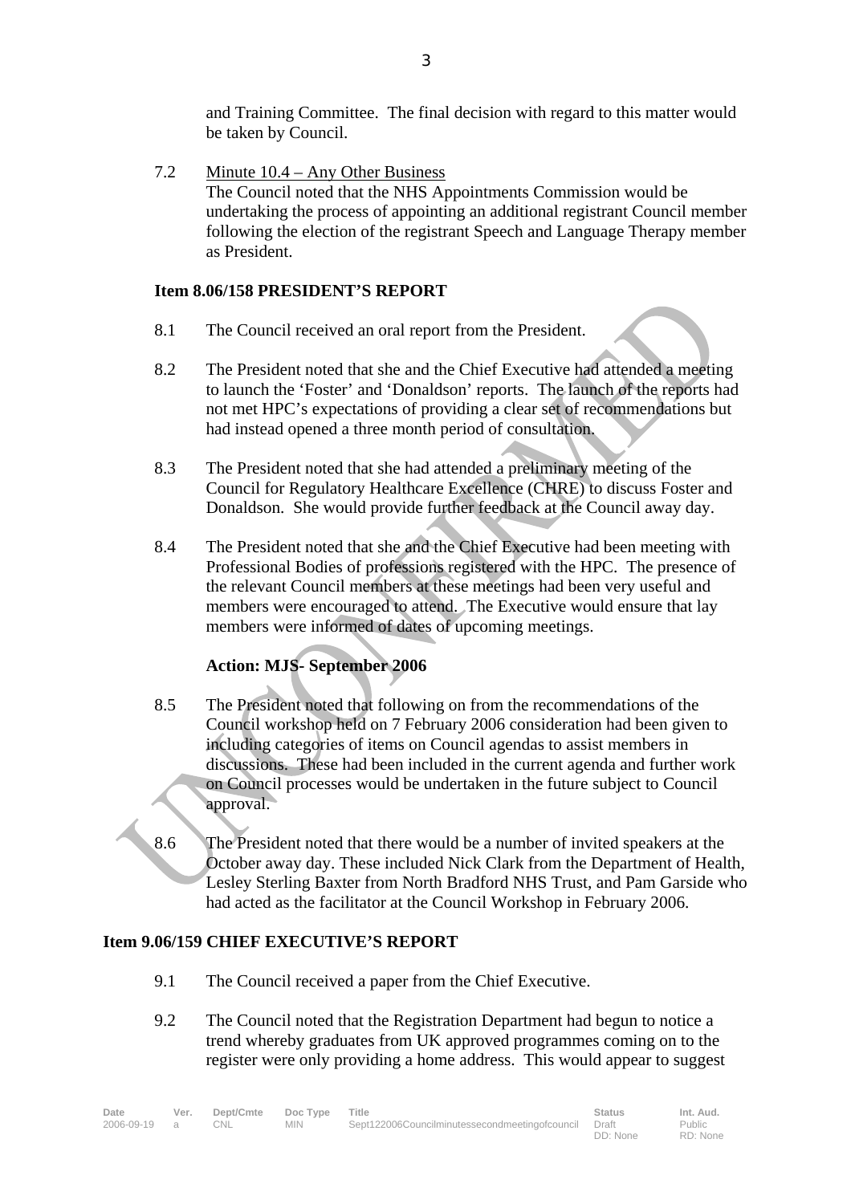and Training Committee. The final decision with regard to this matter would be taken by Council.

7.2 Minute 10.4 – Any Other Business
The Council noted that the NHS Appointments Commission would be undertaking the process of appointing an additional registrant Council member following the election of the registrant Speech and Language Therapy member as President.

**Item 8.06/158 PRESIDENT'S REPORT**

8.1 The Council received an oral report from the President.

8.2 The President noted that she and the Chief Executive had attended a meeting to launch the 'Foster' and 'Donaldson' reports. The launch of the reports had not met HPC's expectations of providing a clear set of recommendations but had instead opened a three month period of consultation.

8.3 The President noted that she had attended a preliminary meeting of the Council for Regulatory Healthcare Excellence (CHRE) to discuss Foster and Donaldson. She would provide further feedback at the Council away day.

8.4 The President noted that she and the Chief Executive had been meeting with Professional Bodies of professions registered with the HPC. The presence of the relevant Council members at these meetings had been very useful and members were encouraged to attend. The Executive would ensure that lay members were informed of dates of upcoming meetings.

**Action: MJS- September 2006**

8.5 The President noted that following on from the recommendations of the Council workshop held on 7 February 2006 consideration had been given to including categories of items on Council agendas to assist members in discussions. These had been included in the current agenda and further work on Council processes would be undertaken in the future subject to Council approval.

8.6 The President noted that there would be a number of invited speakers at the October away day. These included Nick Clark from the Department of Health, Lesley Sterling Baxter from North Bradford NHS Trust, and Pam Garside who had acted as the facilitator at the Council Workshop in February 2006.

**Item 9.06/159 CHIEF EXECUTIVE'S REPORT**

9.1 The Council received a paper from the Chief Executive.

9.2 The Council noted that the Registration Department had begun to notice a trend whereby graduates from UK approved programmes coming on to the register were only providing a home address. This would appear to suggest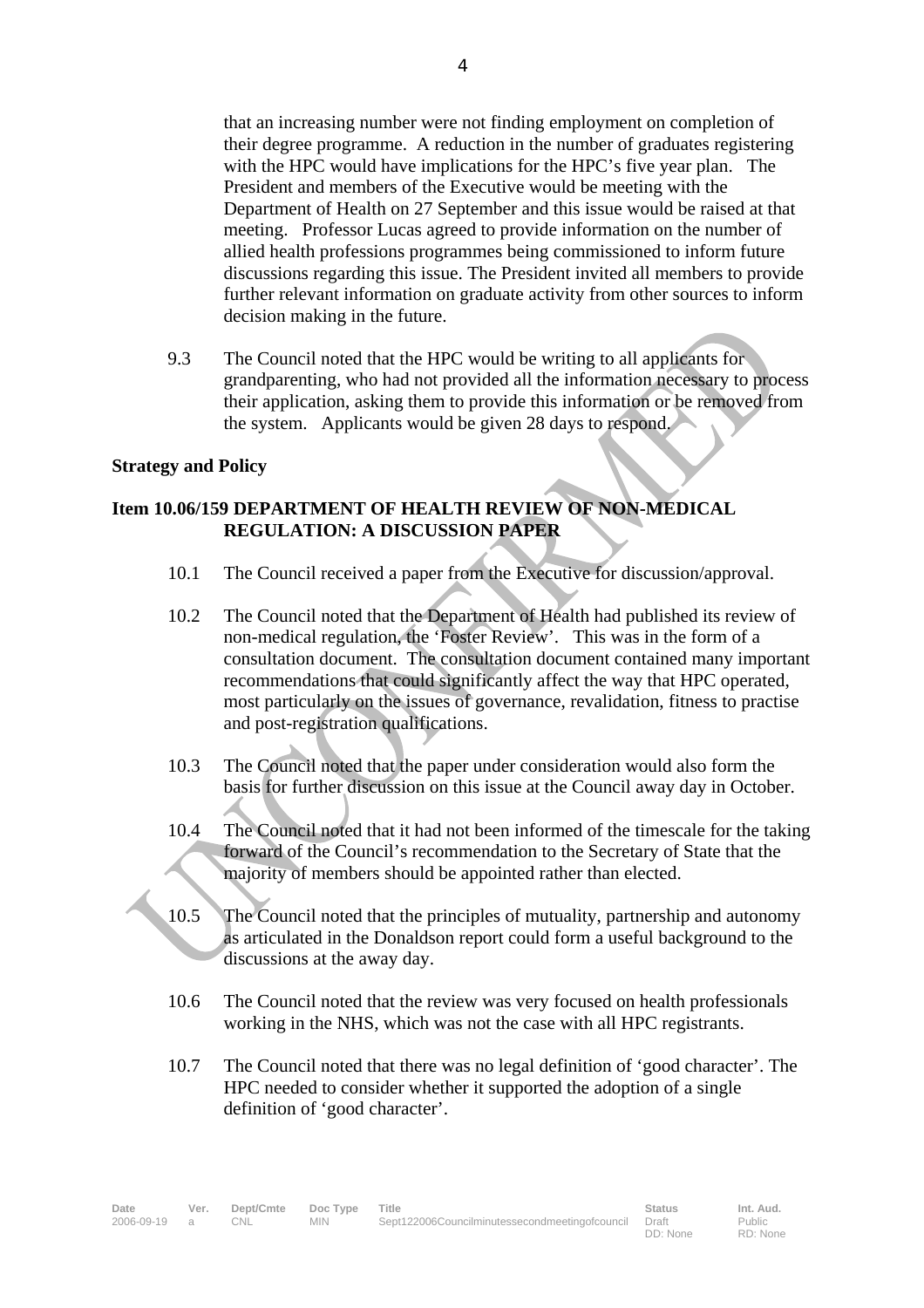that an increasing number were not finding employment on completion of their degree programme. A reduction in the number of graduates registering with the HPC would have implications for the HPC's five year plan. The President and members of the Executive would be meeting with the Department of Health on 27 September and this issue would be raised at that meeting. Professor Lucas agreed to provide information on the number of allied health professions programmes being commissioned to inform future discussions regarding this issue. The President invited all members to provide further relevant information on graduate activity from other sources to inform decision making in the future.

9.3 The Council noted that the HPC would be writing to all applicants for grandparenting, who had not provided all the information necessary to process their application, asking them to provide this information or be removed from the system. Applicants would be given 28 days to respond.

**Strategy and Policy**

**Item 10.06/159 DEPARTMENT OF HEALTH REVIEW OF NON-MEDICAL REGULATION: A DISCUSSION PAPER**

10.1 The Council received a paper from the Executive for discussion/approval.

10.2 The Council noted that the Department of Health had published its review of non-medical regulation, the 'Foster Review'. This was in the form of a consultation document. The consultation document contained many important recommendations that could significantly affect the way that HPC operated, most particularly on the issues of governance, revalidation, fitness to practise and post-registration qualifications.

10.3 The Council noted that the paper under consideration would also form the basis for further discussion on this issue at the Council away day in October.

10.4 The Council noted that it had not been informed of the timescale for the taking forward of the Council's recommendation to the Secretary of State that the majority of members should be appointed rather than elected.

10.5 The Council noted that the principles of mutuality, partnership and autonomy as articulated in the Donaldson report could form a useful background to the discussions at the away day.

10.6 The Council noted that the review was very focused on health professionals working in the NHS, which was not the case with all HPC registrants.

10.7 The Council noted that there was no legal definition of 'good character'. The HPC needed to consider whether it supported the adoption of a single definition of 'good character'.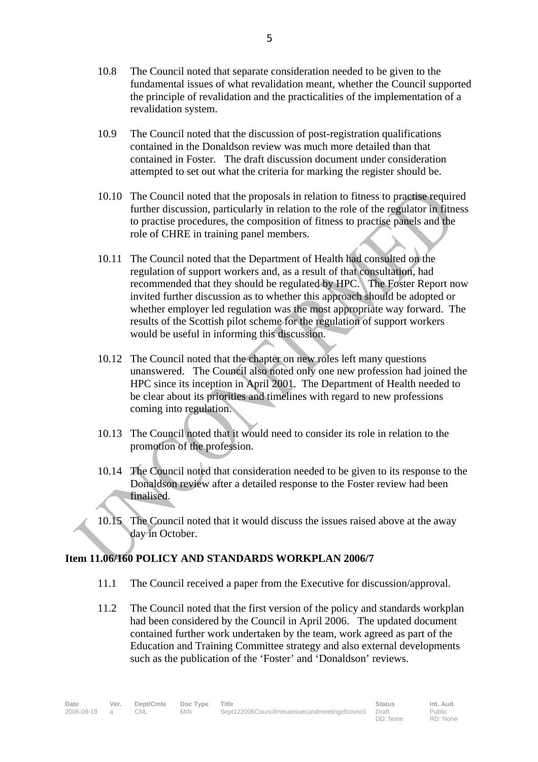10.8 The Council noted that separate consideration needed to be given to the fundamental issues of what revalidation meant, whether the Council supported the principle of revalidation and the practicalities of the implementation of a revalidation system.

10.9 The Council noted that the discussion of post-registration qualifications contained in the Donaldson review was much more detailed than that contained in Foster. The draft discussion document under consideration attempted to set out what the criteria for marking the register should be.

10.10 The Council noted that the proposals in relation to fitness to practise required further discussion, particularly in relation to the role of the regulator in fitness to practise procedures, the composition of fitness to practise panels and the role of CHRE in training panel members.

10.11 The Council noted that the Department of Health had consulted on the regulation of support workers and, as a result of that consultation, had recommended that they should be regulated by HPC. The Foster Report now invited further discussion as to whether this approach should be adopted or whether employer led regulation was the most appropriate way forward. The results of the Scottish pilot scheme for the regulation of support workers would be useful in informing this discussion.

10.12 The Council noted that the chapter on new roles left many questions unanswered. The Council also noted only one new profession had joined the HPC since its inception in April 2001. The Department of Health needed to be clear about its priorities and timelines with regard to new professions coming into regulation.

10.13 The Council noted that it would need to consider its role in relation to the promotion of the profession.

10.14 The Council noted that consideration needed to be given to its response to the Donaldson review after a detailed response to the Foster review had been finalised.

10.15 The Council noted that it would discuss the issues raised above at the away day in October.

**Item 11.06/160 POLICY AND STANDARDS WORKPLAN 2006/7**

11.1 The Council received a paper from the Executive for discussion/approval.

11.2 The Council noted that the first version of the policy and standards workplan had been considered by the Council in April 2006. The updated document contained further work undertaken by the team, work agreed as part of the Education and Training Committee strategy and also external developments such as the publication of the 'Foster' and 'Donaldson' reviews.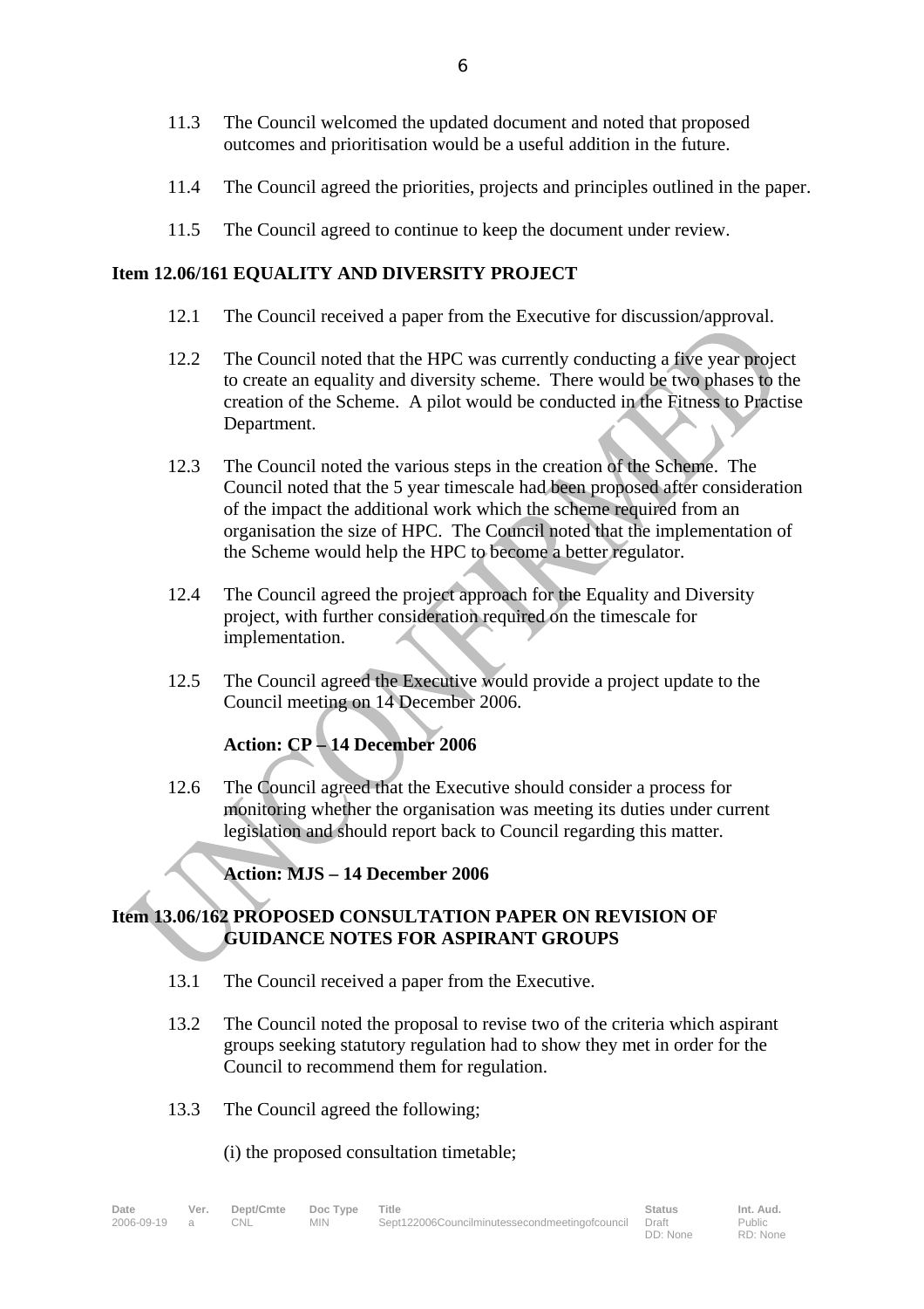11.3 The Council welcomed the updated document and noted that proposed outcomes and prioritisation would be a useful addition in the future.

11.4 The Council agreed the priorities, projects and principles outlined in the paper.

11.5 The Council agreed to continue to keep the document under review.

**Item 12.06/161 EQUALITY AND DIVERSITY PROJECT**

12.1 The Council received a paper from the Executive for discussion/approval.

12.2 The Council noted that the HPC was currently conducting a five year project to create an equality and diversity scheme. There would be two phases to the creation of the Scheme. A pilot would be conducted in the Fitness to Practise Department.

12.3 The Council noted the various steps in the creation of the Scheme. The Council noted that the 5 year timescale had been proposed after consideration of the impact the additional work which the scheme required from an organisation the size of HPC. The Council noted that the implementation of the Scheme would help the HPC to become a better regulator.

12.4 The Council agreed the project approach for the Equality and Diversity project, with further consideration required on the timescale for implementation.

12.5 The Council agreed the Executive would provide a project update to the Council meeting on 14 December 2006.

**Action: CP – 14 December 2006**

12.6 The Council agreed that the Executive should consider a process for monitoring whether the organisation was meeting its duties under current legislation and should report back to Council regarding this matter.

**Action: MJS – 14 December 2006**

**Item 13.06/162 PROPOSED CONSULTATION PAPER ON REVISION OF GUIDANCE NOTES FOR ASPIRANT GROUPS**

13.1 The Council received a paper from the Executive.

13.2 The Council noted the proposal to revise two of the criteria which aspirant groups seeking statutory regulation had to show they met in order for the Council to recommend them for regulation.

13.3 The Council agreed the following;

(i) the proposed consultation timetable;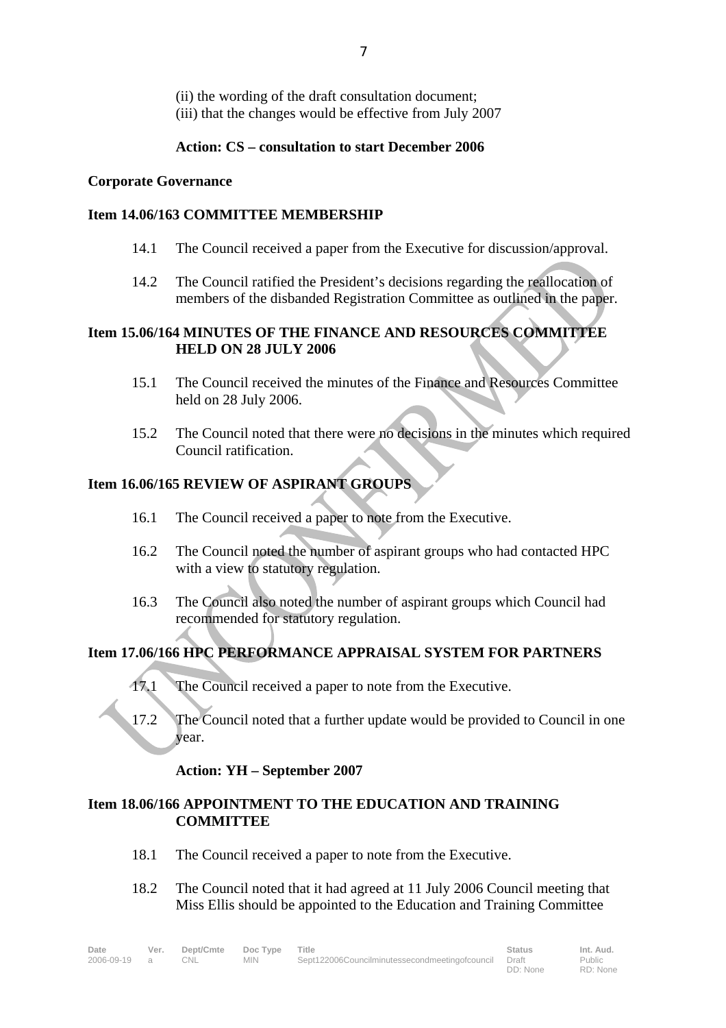(ii) the wording of the draft consultation document;
(iii) that the changes would be effective from July 2007

**Action: CS – consultation to start December 2006**

**Corporate Governance**

**Item 14.06/163 COMMITTEE MEMBERSHIP**

14.1 The Council received a paper from the Executive for discussion/approval.

14.2 The Council ratified the President's decisions regarding the reallocation of members of the disbanded Registration Committee as outlined in the paper.

**Item 15.06/164 MINUTES OF THE FINANCE AND RESOURCES COMMITTEE HELD ON 28 JULY 2006**

15.1 The Council received the minutes of the Finance and Resources Committee held on 28 July 2006.

15.2 The Council noted that there were no decisions in the minutes which required Council ratification.

**Item 16.06/165 REVIEW OF ASPIRANT GROUPS**

16.1 The Council received a paper to note from the Executive.

16.2 The Council noted the number of aspirant groups who had contacted HPC with a view to statutory regulation.

16.3 The Council also noted the number of aspirant groups which Council had recommended for statutory regulation.

**Item 17.06/166 HPC PERFORMANCE APPRAISAL SYSTEM FOR PARTNERS**

17.1 The Council received a paper to note from the Executive.

17.2 The Council noted that a further update would be provided to Council in one year.

**Action: YH – September 2007**

**Item 18.06/166 APPOINTMENT TO THE EDUCATION AND TRAINING COMMITTEE**

18.1 The Council received a paper to note from the Executive.

18.2 The Council noted that it had agreed at 11 July 2006 Council meeting that Miss Ellis should be appointed to the Education and Training Committee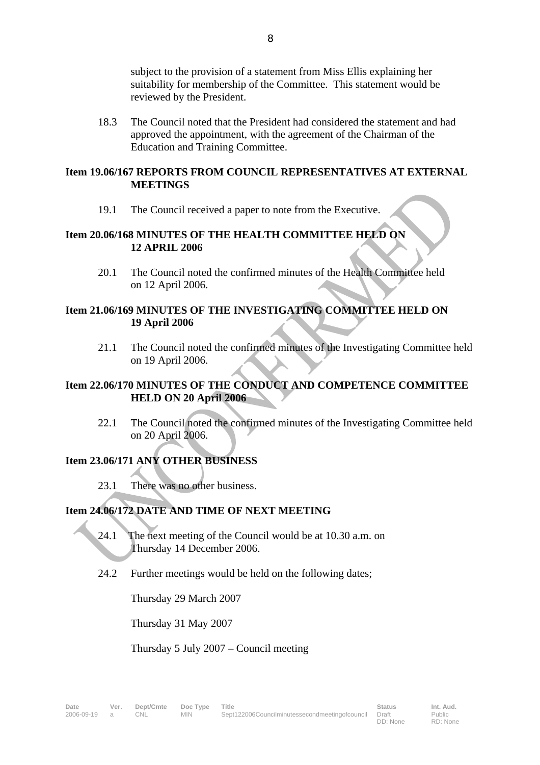subject to the provision of a statement from Miss Ellis explaining her suitability for membership of the Committee. This statement would be reviewed by the President.

18.3 The Council noted that the President had considered the statement and had approved the appointment, with the agreement of the Chairman of the Education and Training Committee.

**Item 19.06/167 REPORTS FROM COUNCIL REPRESENTATIVES AT EXTERNAL MEETINGS**

19.1 The Council received a paper to note from the Executive.

**Item 20.06/168 MINUTES OF THE HEALTH COMMITTEE HELD ON 12 APRIL 2006**

20.1 The Council noted the confirmed minutes of the Health Committee held on 12 April 2006.

**Item 21.06/169 MINUTES OF THE INVESTIGATING COMMITTEE HELD ON 19 April 2006**

21.1 The Council noted the confirmed minutes of the Investigating Committee held on 19 April 2006.

**Item 22.06/170 MINUTES OF THE CONDUCT AND COMPETENCE COMMITTEE HELD ON 20 April 2006**

22.1 The Council noted the confirmed minutes of the Investigating Committee held on 20 April 2006.

**Item 23.06/171 ANY OTHER BUSINESS**

23.1 There was no other business.

**Item 24.06/172 DATE AND TIME OF NEXT MEETING**

24.1 The next meeting of the Council would be at 10.30 a.m. on Thursday 14 December 2006.

24.2 Further meetings would be held on the following dates;

Thursday 29 March 2007

Thursday 31 May 2007

Thursday 5 July 2007 – Council meeting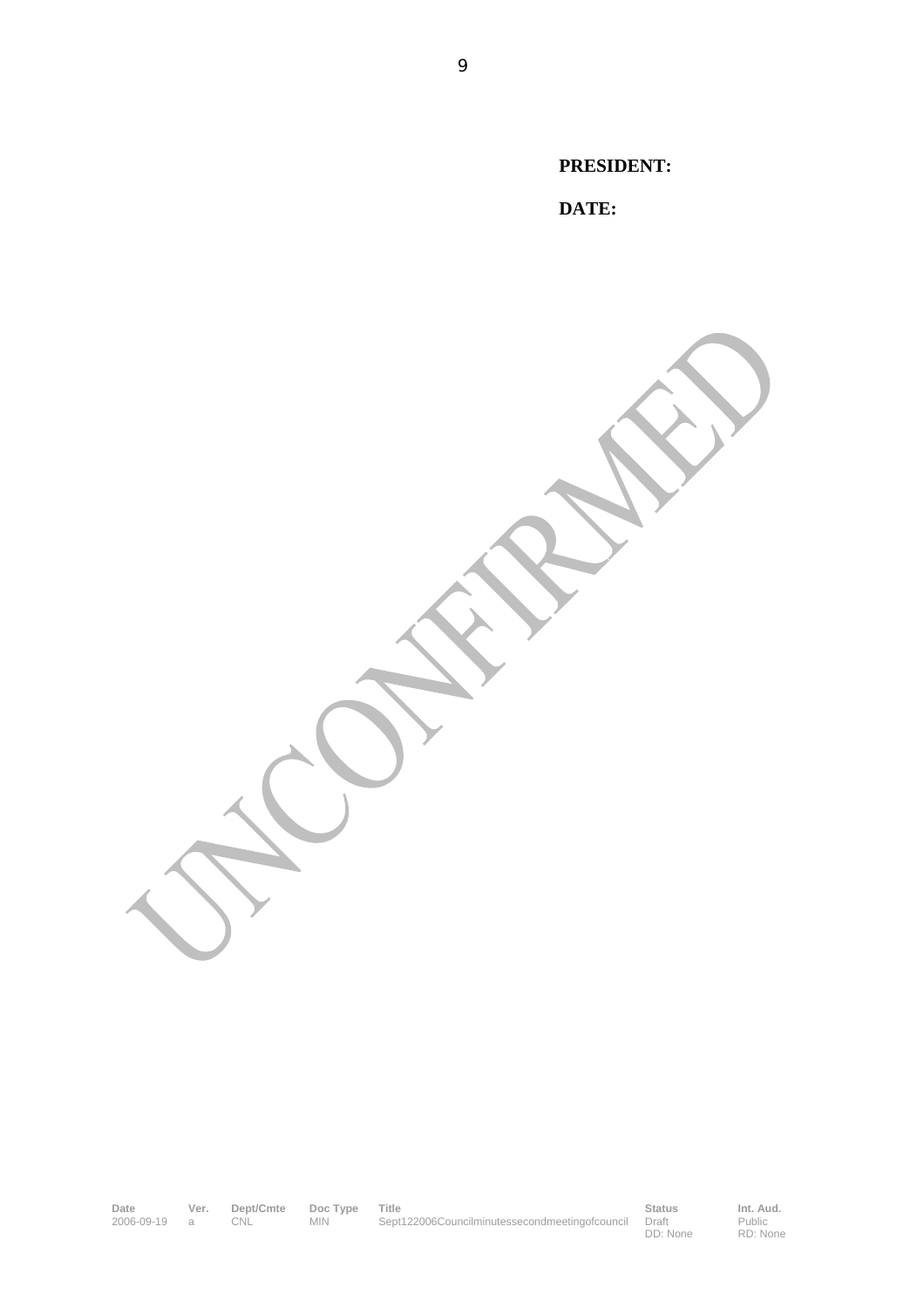**PRESIDENT:**

**DATE:**

UNCONFIRMED